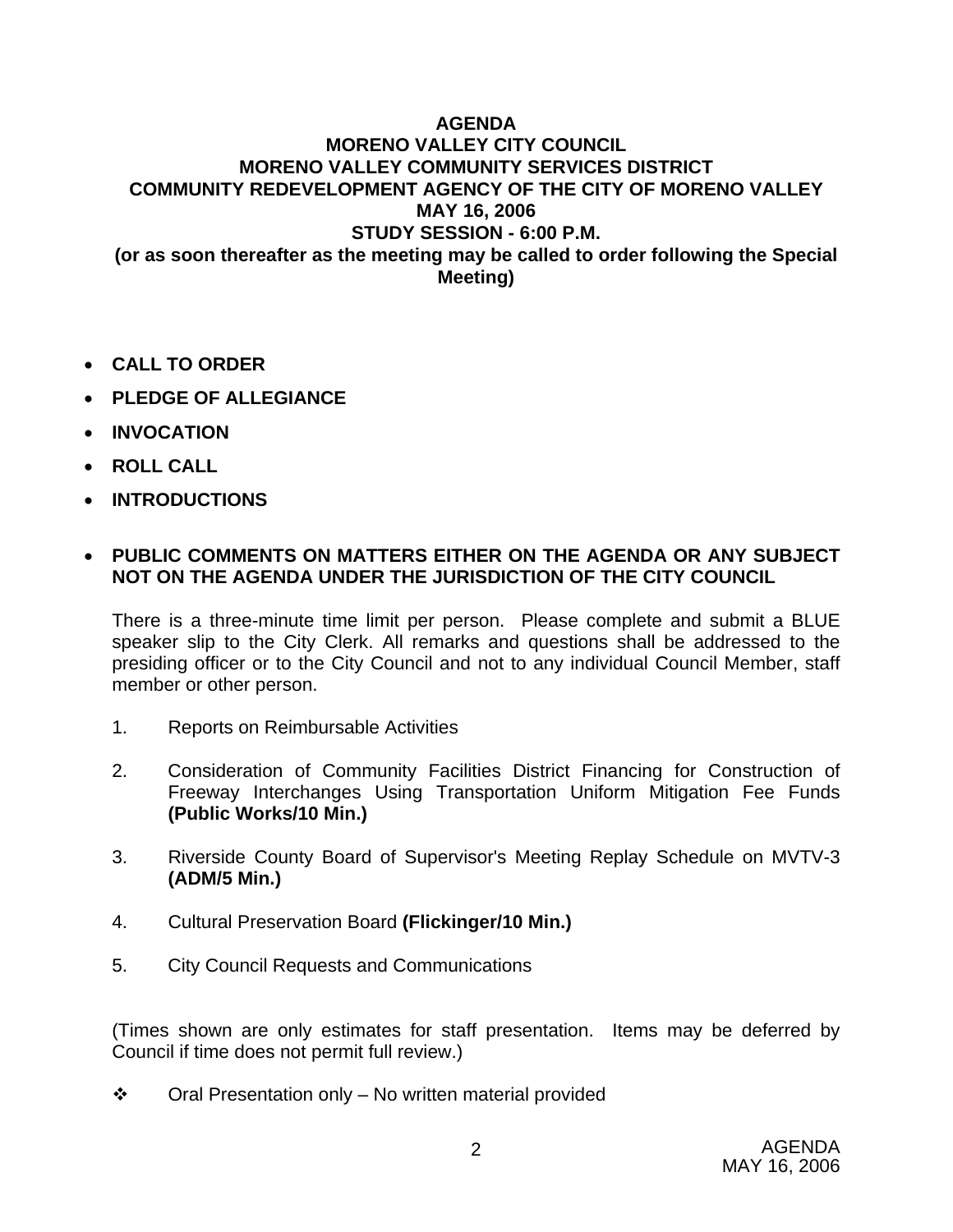# AGENDA
## MORENO VALLEY CITY COUNCIL
## MORENO VALLEY COMMUNITY SERVICES DISTRICT
## COMMUNITY REDEVELOPMENT AGENCY OF THE CITY OF MORENO VALLEY
## MAY 16, 2006
## STUDY SESSION - 6:00 P.M.
**(or as soon thereafter as the meeting may be called to order following the Special Meeting)**

- **CALL TO ORDER**
- **PLEDGE OF ALLEGIANCE**
- **INVOCATION**
- **ROLL CALL**
- **INTRODUCTIONS**
- **PUBLIC COMMENTS ON MATTERS EITHER ON THE AGENDA OR ANY SUBJECT NOT ON THE AGENDA UNDER THE JURISDICTION OF THE CITY COUNCIL**

  There is a three-minute time limit per person. Please complete and submit a BLUE speaker slip to the City Clerk. All remarks and questions shall be addressed to the presiding officer or to the City Council and not to any individual Council Member, staff member or other person.

1. Reports on Reimbursable Activities
2. Consideration of Community Facilities District Financing for Construction of Freeway Interchanges Using Transportation Uniform Mitigation Fee Funds **(Public Works/10 Min.)**
3. Riverside County Board of Supervisor's Meeting Replay Schedule on MVTV-3 **(ADM/5 Min.)**
4. Cultural Preservation Board **(Flickinger/10 Min.)**
5. City Council Requests and Communications

(Times shown are only estimates for staff presentation. Items may be deferred by Council if time does not permit full review.)

❖ Oral Presentation only – No written material provided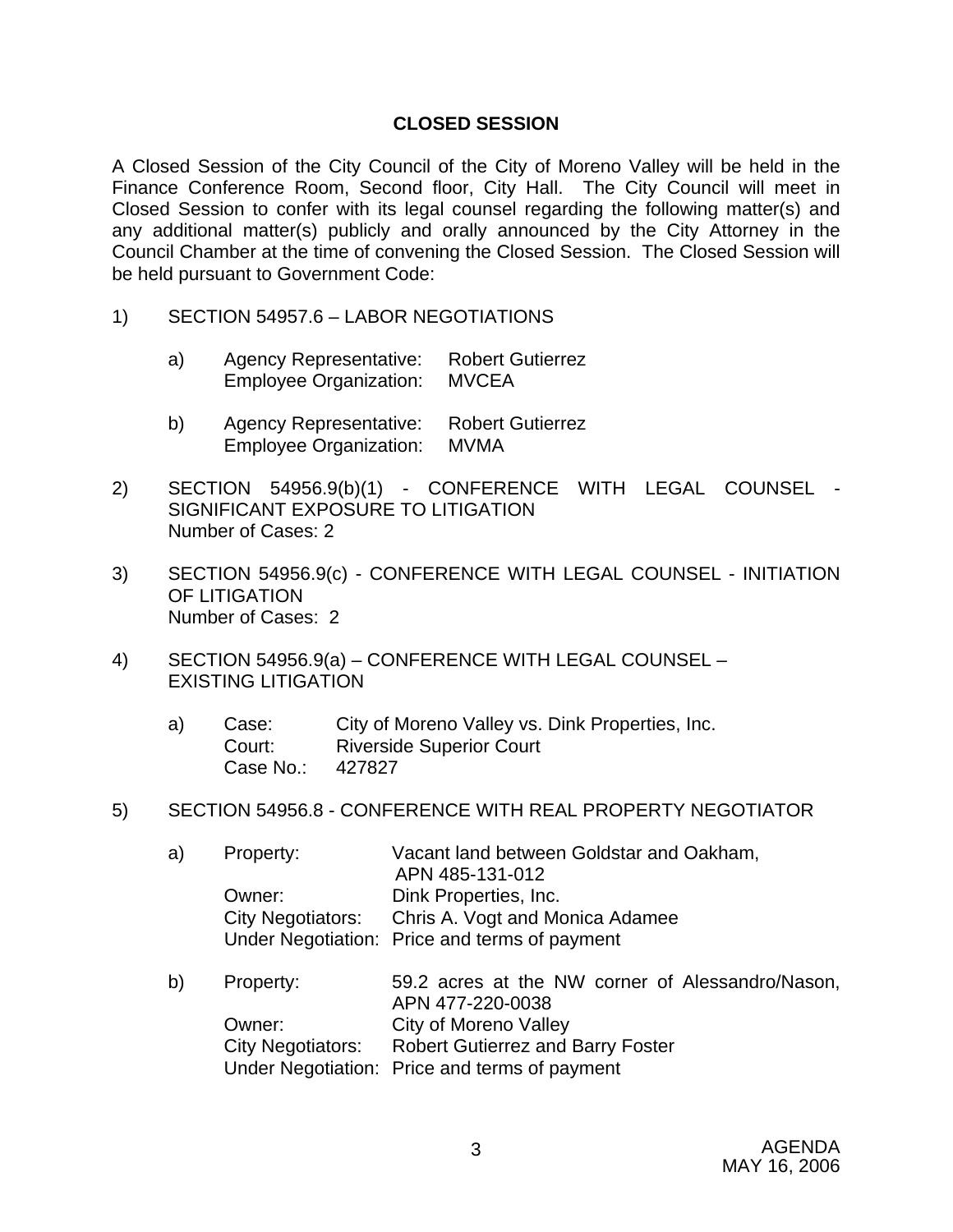## CLOSED SESSION

A Closed Session of the City Council of the City of Moreno Valley will be held in the Finance Conference Room, Second floor, City Hall. The City Council will meet in Closed Session to confer with its legal counsel regarding the following matter(s) and any additional matter(s) publicly and orally announced by the City Attorney in the Council Chamber at the time of convening the Closed Session. The Closed Session will be held pursuant to Government Code:

1) SECTION 54957.6 – LABOR NEGOTIATIONS

   a) Agency Representative: Robert Gutierrez
      Employee Organization: MVCEA

   b) Agency Representative: Robert Gutierrez
      Employee Organization: MVMA

2) SECTION 54956.9(b)(1) - CONFERENCE WITH LEGAL COUNSEL - SIGNIFICANT EXPOSURE TO LITIGATION
   Number of Cases: 2

3) SECTION 54956.9(c) - CONFERENCE WITH LEGAL COUNSEL - INITIATION OF LITIGATION
   Number of Cases: 2

4) SECTION 54956.9(a) – CONFERENCE WITH LEGAL COUNSEL – EXISTING LITIGATION

   a) Case: City of Moreno Valley vs. Dink Properties, Inc.
      Court: Riverside Superior Court
      Case No.: 427827

5) SECTION 54956.8 - CONFERENCE WITH REAL PROPERTY NEGOTIATOR

   a) Property: Vacant land between Goldstar and Oakham, APN 485-131-012
      Owner: Dink Properties, Inc.
      City Negotiators: Chris A. Vogt and Monica Adamee
      Under Negotiation: Price and terms of payment

   b) Property: 59.2 acres at the NW corner of Alessandro/Nason, APN 477-220-0038
      Owner: City of Moreno Valley
      City Negotiators: Robert Gutierrez and Barry Foster
      Under Negotiation: Price and terms of payment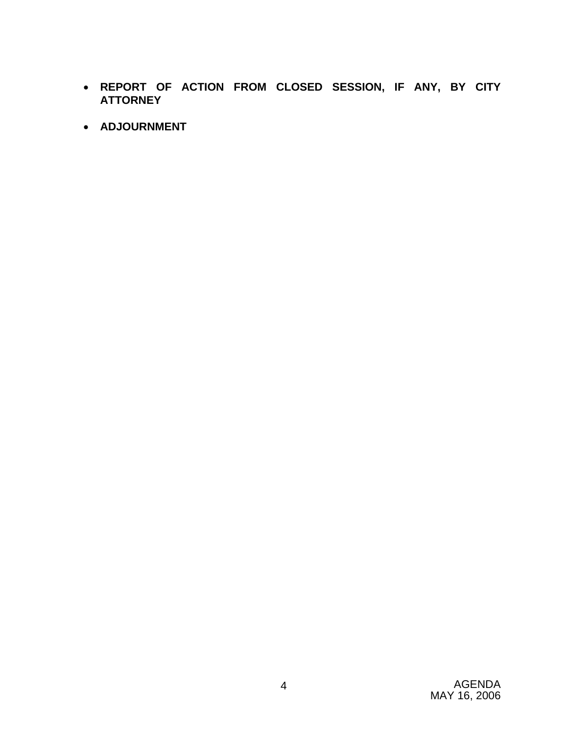- **REPORT OF ACTION FROM CLOSED SESSION, IF ANY, BY CITY ATTORNEY**

- **ADJOURNMENT**